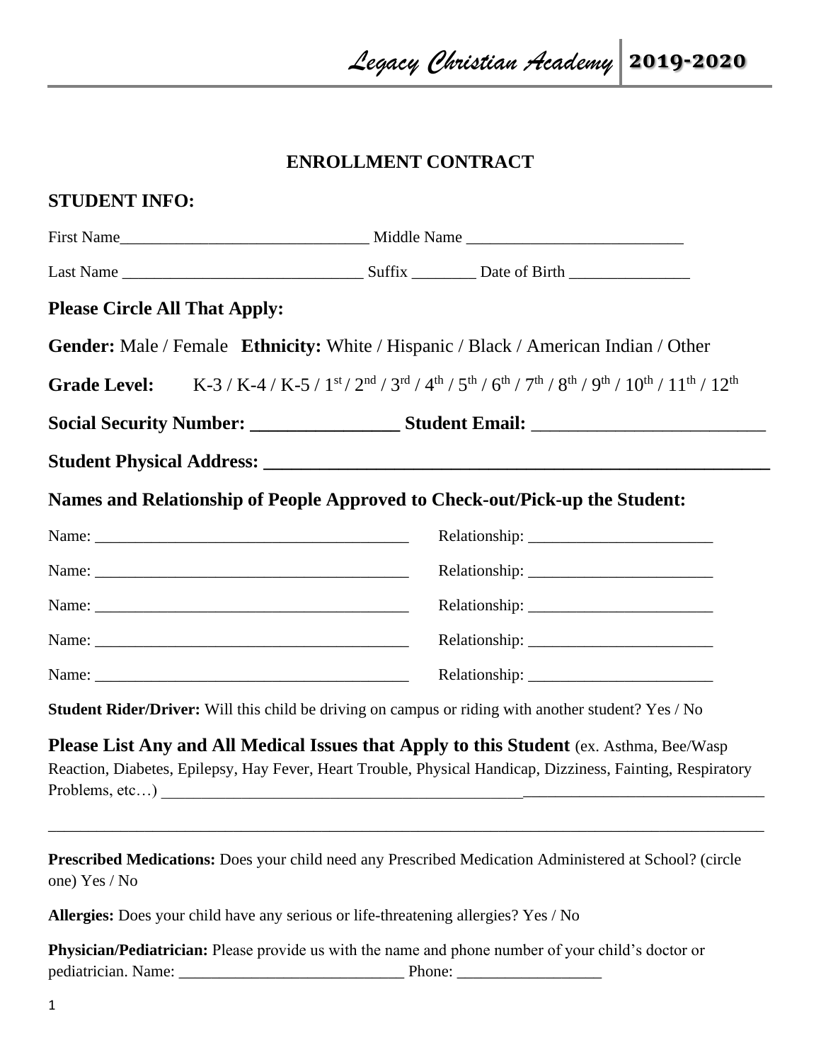# ENROLLMENT CONTRACT

## STUDENT INFO:

First Name_______________________________ Middle Name ___________________________

Last Name ______________________________ Suffix ________ Date of Birth _______________

### Please Circle All That Apply:

**Gender:** Male / Female **Ethnicity:** White / Hispanic / Black / American Indian / Other

**Grade Level:** K-3 / K-4 / K-5 / 1st / 2nd / 3rd / 4th / 5th / 6th / 7th / 8th / 9th / 10th / 11th / 12th

**Social Security Number: ________________ Student Email:** __________________________

**Student Physical Address: ________________________________________________________**

### Names and Relationship of People Approved to Check-out/Pick-up the Student:

Name: ________________________________________ Relationship: _______________________

Name: ________________________________________ Relationship: _______________________

Name: ________________________________________ Relationship: _______________________

Name: ________________________________________ Relationship: _______________________

Name: ________________________________________ Relationship: _______________________

**Student Rider/Driver:** Will this child be driving on campus or riding with another student? Yes / No

**Please List Any and All Medical Issues that Apply to this Student** (ex. Asthma, Bee/Wasp Reaction, Diabetes, Epilepsy, Hay Fever, Heart Trouble, Physical Handicap, Dizziness, Fainting, Respiratory Problems, etc…) ____________________________________________________________________________

_____________________________________________________________________________________________

**Prescribed Medications:** Does your child need any Prescribed Medication Administered at School? (circle one) Yes / No

**Allergies:** Does your child have any serious or life-threatening allergies? Yes / No

**Physician/Pediatrician:** Please provide us with the name and phone number of your child's doctor or pediatrician. Name: ____________________________ Phone: __________________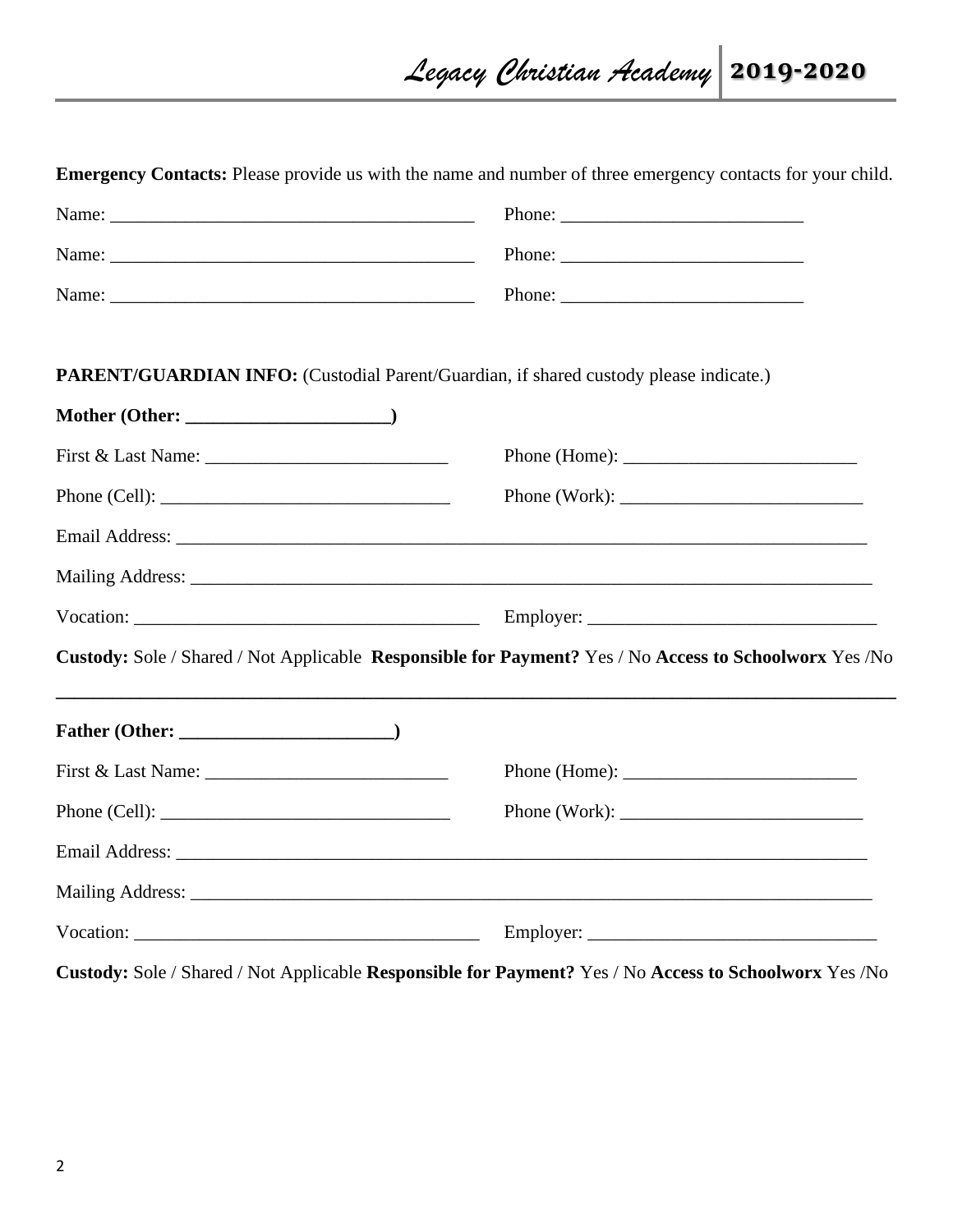**Emergency Contacts:** Please provide us with the name and number of three emergency contacts for your child.

Name: ________________________________________ Phone: __________________________

Name: ________________________________________ Phone: __________________________

Name: ________________________________________ Phone: __________________________

**PARENT/GUARDIAN INFO:** (Custodial Parent/Guardian, if shared custody please indicate.)

**Mother (Other: ______________________)**

First & Last Name: ___________________________ Phone (Home): _________________________

Phone (Cell): ________________________________ Phone (Work): __________________________

Email Address: ____________________________________________________________________________

Mailing Address: __________________________________________________________________________

Vocation: ______________________________________ Employer: _______________________________

**Custody:** Sole / Shared / Not Applicable **Responsible for Payment?** Yes / No **Access to Schoolworx** Yes /No

---

**Father (Other: _______________________)**

First & Last Name: ___________________________ Phone (Home): _________________________

Phone (Cell): ________________________________ Phone (Work): __________________________

Email Address: ____________________________________________________________________________

Mailing Address: __________________________________________________________________________

Vocation: ______________________________________ Employer: _______________________________

**Custody:** Sole / Shared / Not Applicable **Responsible for Payment?** Yes / No **Access to Schoolworx** Yes /No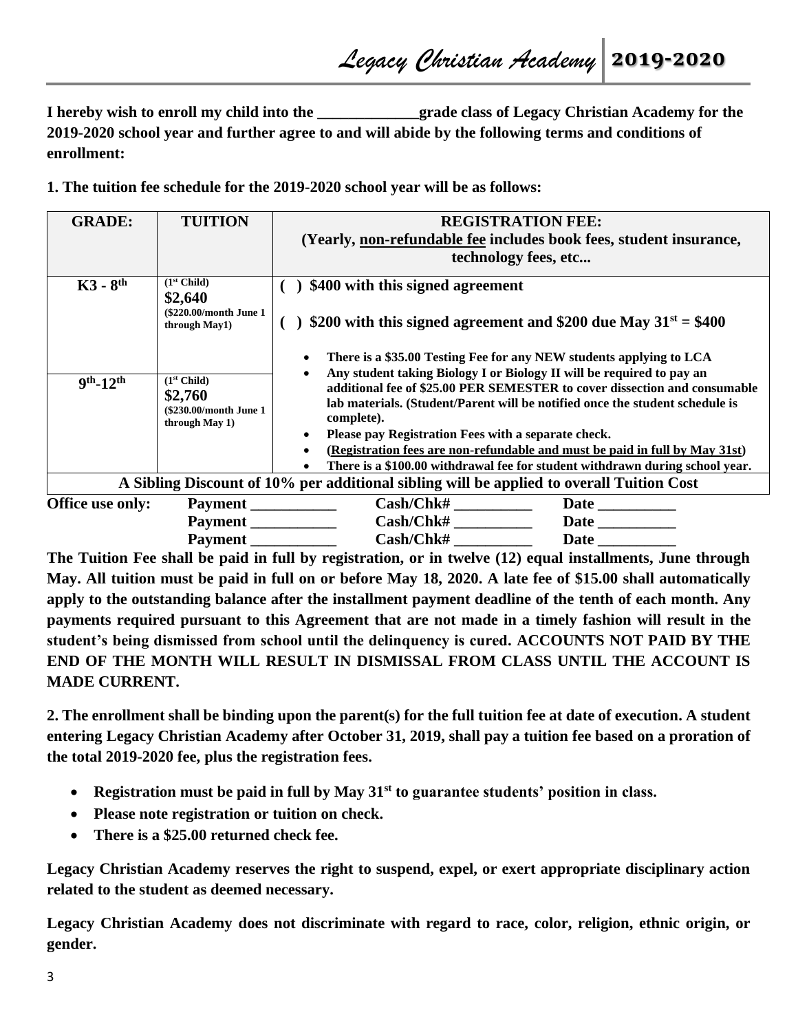**I hereby wish to enroll my child into the _____________grade class of Legacy Christian Academy for the 2019-2020 school year and further agree to and will abide by the following terms and conditions of enrollment:**

**1. The tuition fee schedule for the 2019-2020 school year will be as follows:**

| GRADE: | TUITION | REGISTRATION FEE: (Yearly, non-refundable fee includes book fees, student insurance, technology fees, etc... |
|---|---|---|
| **K3 - 8th** | (1st Child) **$2,640** ($220.00/month June 1 through May1) | ( ) $400 with this signed agreement<br>( ) $200 with this signed agreement and $200 due May 31st = $400 |
| **9th-12th** | (1st Child) **$2,760** ($230.00/month June 1 through May 1) | • There is a $35.00 Testing Fee for any NEW students applying to LCA<br>• Any student taking Biology I or Biology II will be required to pay an additional fee of $25.00 PER SEMESTER to cover dissection and consumable lab materials. (Student/Parent will be notified once the student schedule is complete).<br>• Please pay Registration Fees with a separate check.<br>• (Registration fees are non-refundable and must be paid in full by May 31st)<br>• There is a $100.00 withdrawal fee for student withdrawn during school year. |
| **A Sibling Discount of 10% per additional sibling will be applied to overall Tuition Cost** | | |

**Office use only:** Payment ___________ Cash/Chk# __________ Date __________
Payment ___________ Cash/Chk# __________ Date __________
Payment ___________ Cash/Chk# __________ Date __________

**The Tuition Fee shall be paid in full by registration, or in twelve (12) equal installments, June through May. All tuition must be paid in full on or before May 18, 2020. A late fee of $15.00 shall automatically apply to the outstanding balance after the installment payment deadline of the tenth of each month. Any payments required pursuant to this Agreement that are not made in a timely fashion will result in the student's being dismissed from school until the delinquency is cured. ACCOUNTS NOT PAID BY THE END OF THE MONTH WILL RESULT IN DISMISSAL FROM CLASS UNTIL THE ACCOUNT IS MADE CURRENT.**

**2. The enrollment shall be binding upon the parent(s) for the full tuition fee at date of execution. A student entering Legacy Christian Academy after October 31, 2019, shall pay a tuition fee based on a proration of the total 2019-2020 fee, plus the registration fees.**

- **Registration must be paid in full by May 31st to guarantee students' position in class.**
- **Please note registration or tuition on check.**
- **There is a $25.00 returned check fee.**

**Legacy Christian Academy reserves the right to suspend, expel, or exert appropriate disciplinary action related to the student as deemed necessary.**

**Legacy Christian Academy does not discriminate with regard to race, color, religion, ethnic origin, or gender.**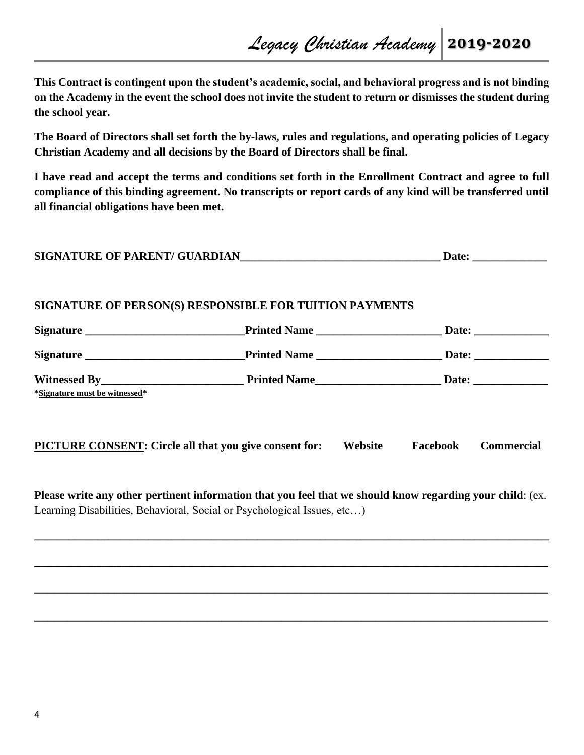**This Contract is contingent upon the student's academic, social, and behavioral progress and is not binding on the Academy in the event the school does not invite the student to return or dismisses the student during the school year.**

**The Board of Directors shall set forth the by-laws, rules and regulations, and operating policies of Legacy Christian Academy and all decisions by the Board of Directors shall be final.**

**I have read and accept the terms and conditions set forth in the Enrollment Contract and agree to full compliance of this binding agreement. No transcripts or report cards of any kind will be transferred until all financial obligations have been met.**

**SIGNATURE OF PARENT/ GUARDIAN___________________________________ Date: _____________**

**SIGNATURE OF PERSON(S) RESPONSIBLE FOR TUITION PAYMENTS**

**Signature ____________________________Printed Name ______________________ Date: _____________**

**Signature ____________________________Printed Name ______________________ Date: _____________**

**Witnessed By_________________________ Printed Name______________________ Date: _____________**

**\*<u>Signature must be witnessed</u>\***

**<u>PICTURE CONSENT</u>: Circle all that you give consent for: Website Facebook Commercial**

**Please write any other pertinent information that you feel that we should know regarding your child**: (ex. Learning Disabilities, Behavioral, Social or Psychological Issues, etc…)

_____________________________________________________________________________________

_____________________________________________________________________________________

_____________________________________________________________________________________

_____________________________________________________________________________________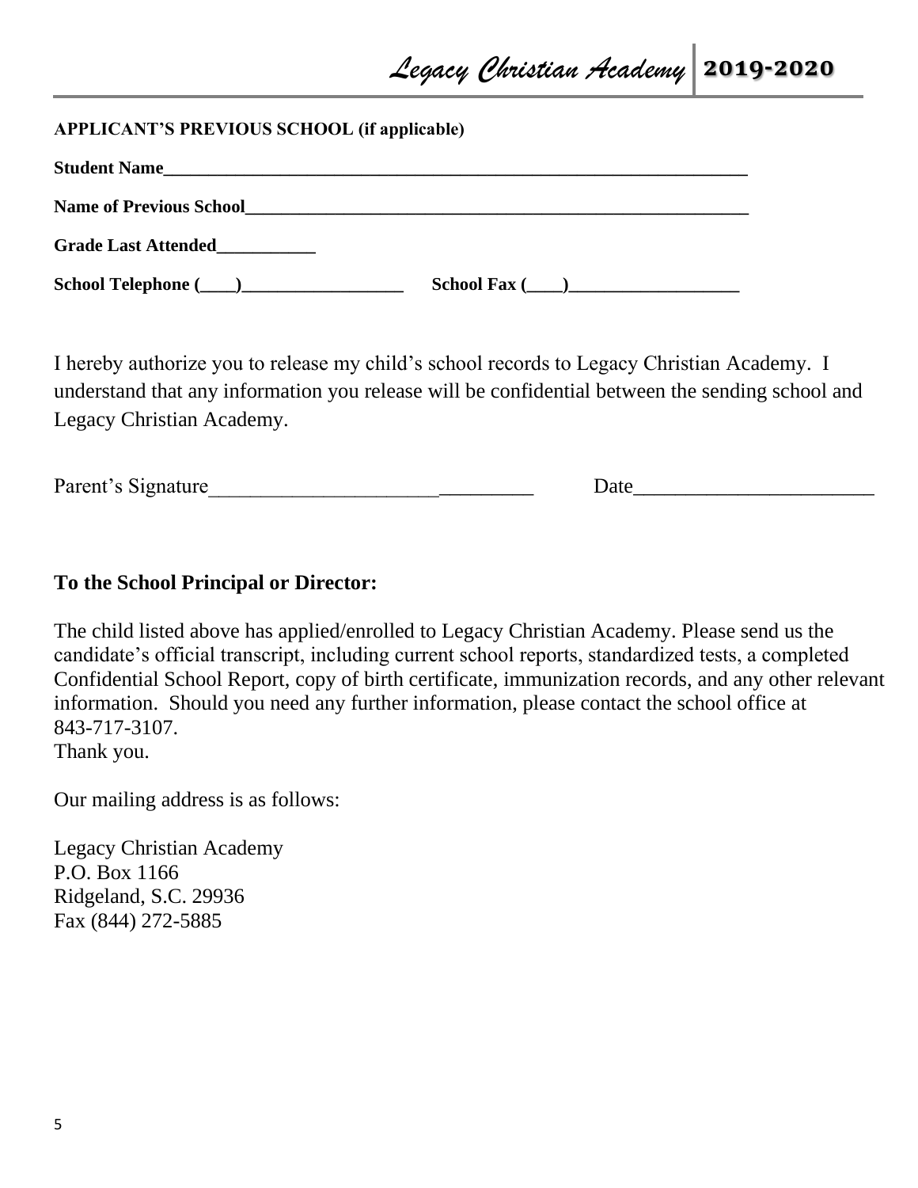**APPLICANT'S PREVIOUS SCHOOL (if applicable)**

**Student Name**_______________________________________________________________

**Name of Previous School**_____________________________________________________

**Grade Last Attended**__________

**School Telephone (\_\_\_\_)**_________________ **School Fax (\_\_\_\_)**__________________

I hereby authorize you to release my child's school records to Legacy Christian Academy. I understand that any information you release will be confidential between the sending school and Legacy Christian Academy.

Parent's Signature_______________________________ Date______________________

**To the School Principal or Director:**

The child listed above has applied/enrolled to Legacy Christian Academy. Please send us the candidate's official transcript, including current school reports, standardized tests, a completed Confidential School Report, copy of birth certificate, immunization records, and any other relevant information. Should you need any further information, please contact the school office at 843-717-3107.
Thank you.

Our mailing address is as follows:

Legacy Christian Academy
P.O. Box 1166
Ridgeland, S.C. 29936
Fax (844) 272-5885